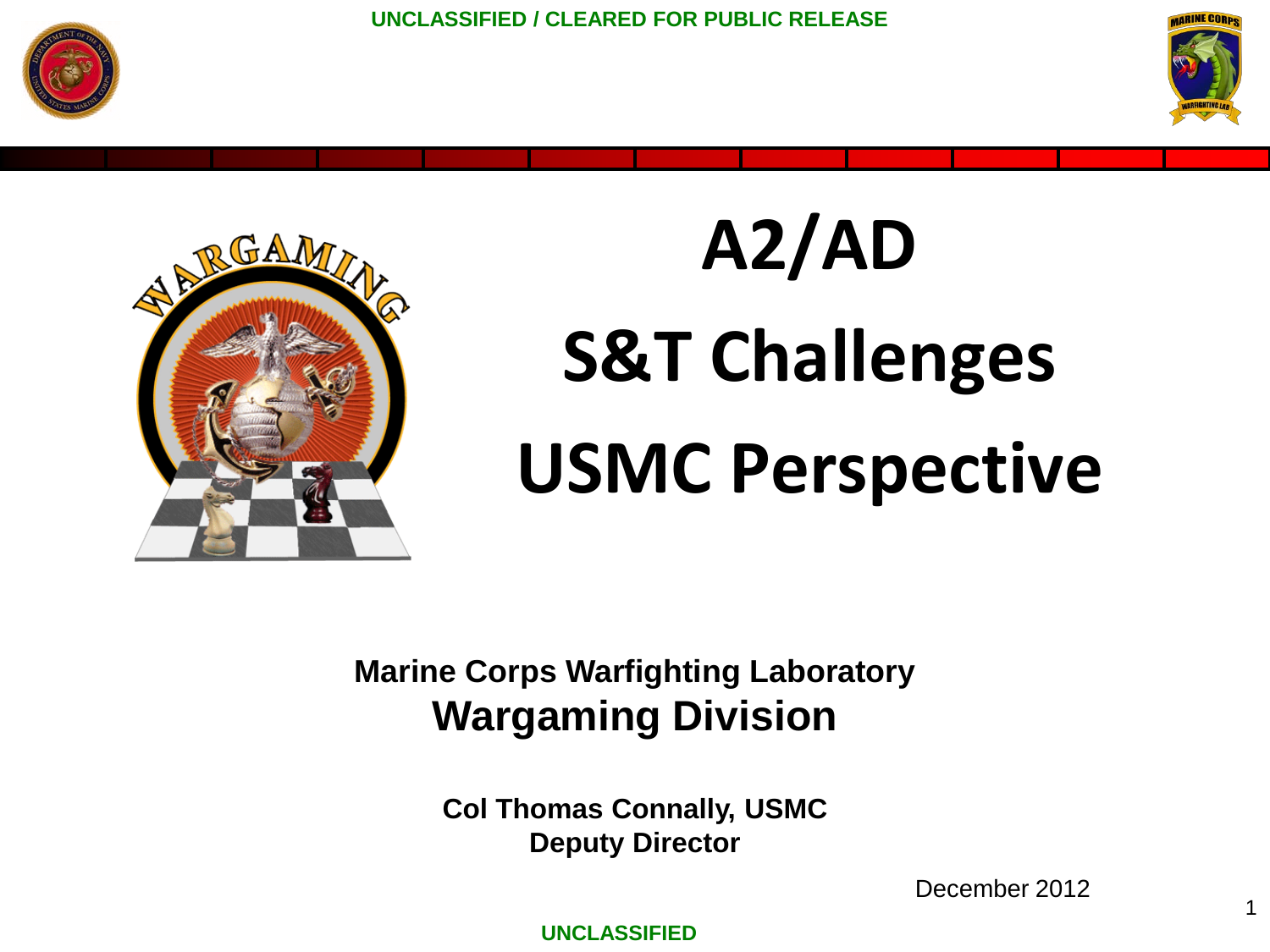UNCLASSIFIED / CLEARED FOR PUBLIC RELEASE

# A2/AD

# S&T Challenges

# USMC Perspective

**Marine Corps Warfighting Laboratory**

**Wargaming Division**

**Col Thomas Connally, USMC**
**Deputy Director**

December 2012

UNCLASSIFIED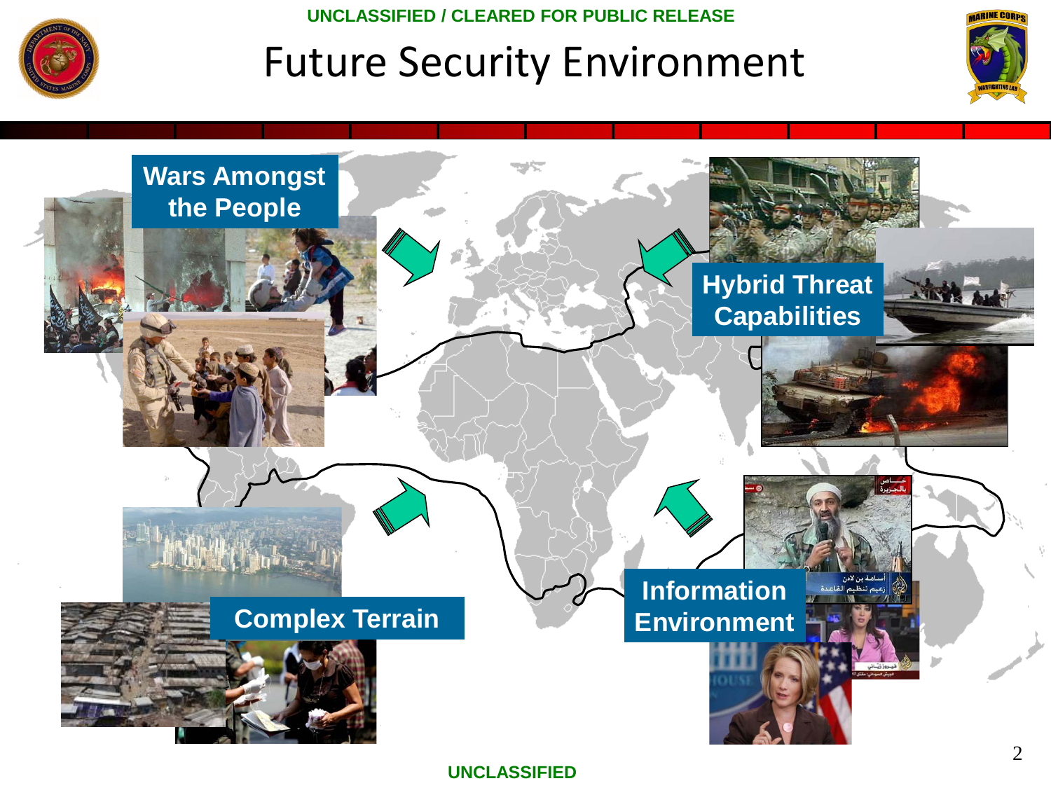UNCLASSIFIED / CLEARED FOR PUBLIC RELEASE

# Future Security Environment

**Wars Amongst the People**

**Hybrid Threat Capabilities**

**Complex Terrain**

**Information Environment**

UNCLASSIFIED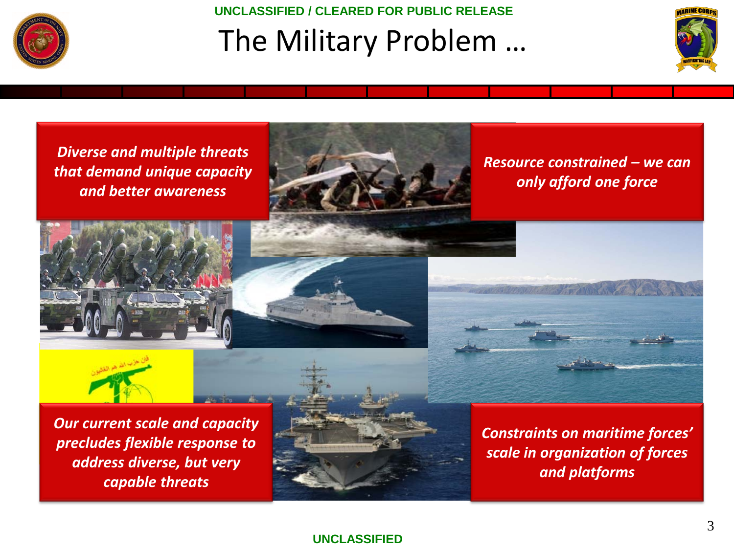UNCLASSIFIED / CLEARED FOR PUBLIC RELEASE

# The Military Problem …

*Diverse and multiple threats that demand unique capacity and better awareness*

*Resource constrained – we can only afford one force*

*Our current scale and capacity precludes flexible response to address diverse, but very capable threats*

*Constraints on maritime forces' scale in organization of forces and platforms*

UNCLASSIFIED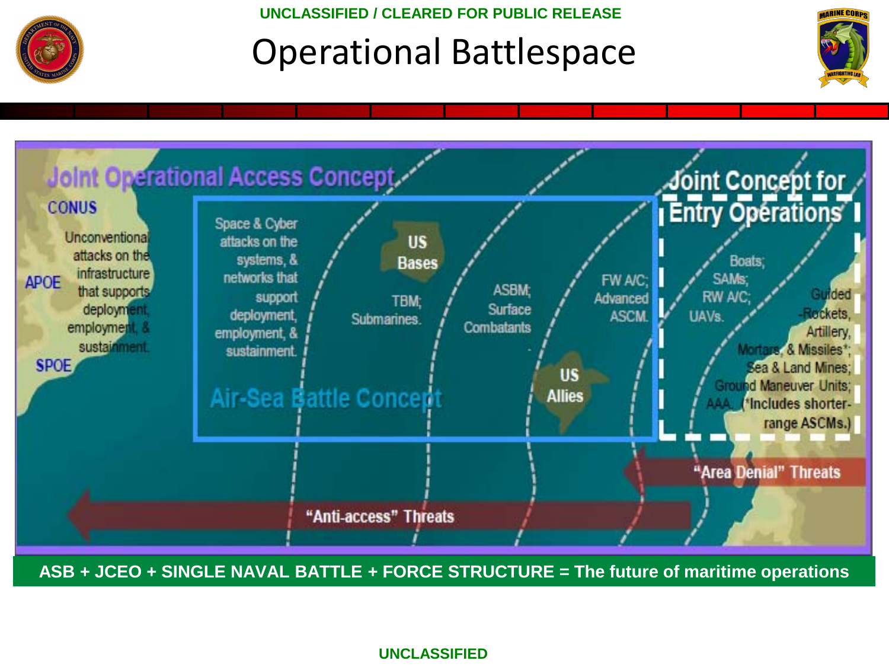UNCLASSIFIED / CLEARED FOR PUBLIC RELEASE

# Operational Battlespace

Joint Operational Access Concept

CONUS

APOE

SPOE

Unconventional attacks on the infrastructure that supports deployment, employment, & sustainment.

Space & Cyber attacks on the systems, & networks that support deployment, employment, & sustainment.

US Bases

TBM; Submarines.

ASBM; Surface Combatants

FW A/C; Advanced ASCM.

US Allies

Air-Sea Battle Concept

Joint Concept for Entry Operations

Boats; SAMs; RW A/C; UAVs.

Guided-Rockets, Artillery, Mortars, & Missiles*; Sea & Land Mines; Ground Maneuver Units; AAA. (*Includes shorter-range ASCMs.)

"Area Denial" Threats

"Anti-access" Threats

**ASB + JCEO + SINGLE NAVAL BATTLE + FORCE STRUCTURE = The future of maritime operations**

UNCLASSIFIED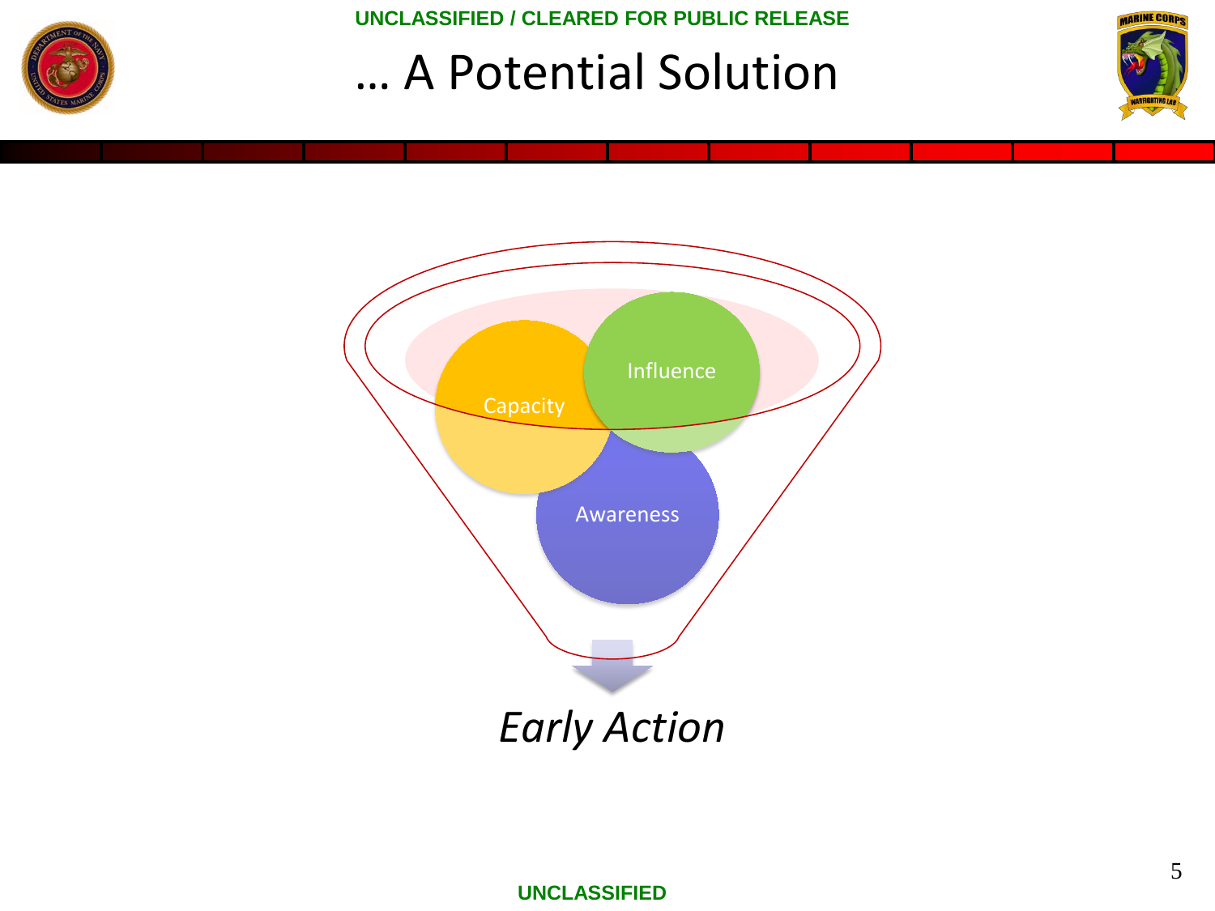# … A Potential Solution

Capacity

Influence

Awareness

*Early Action*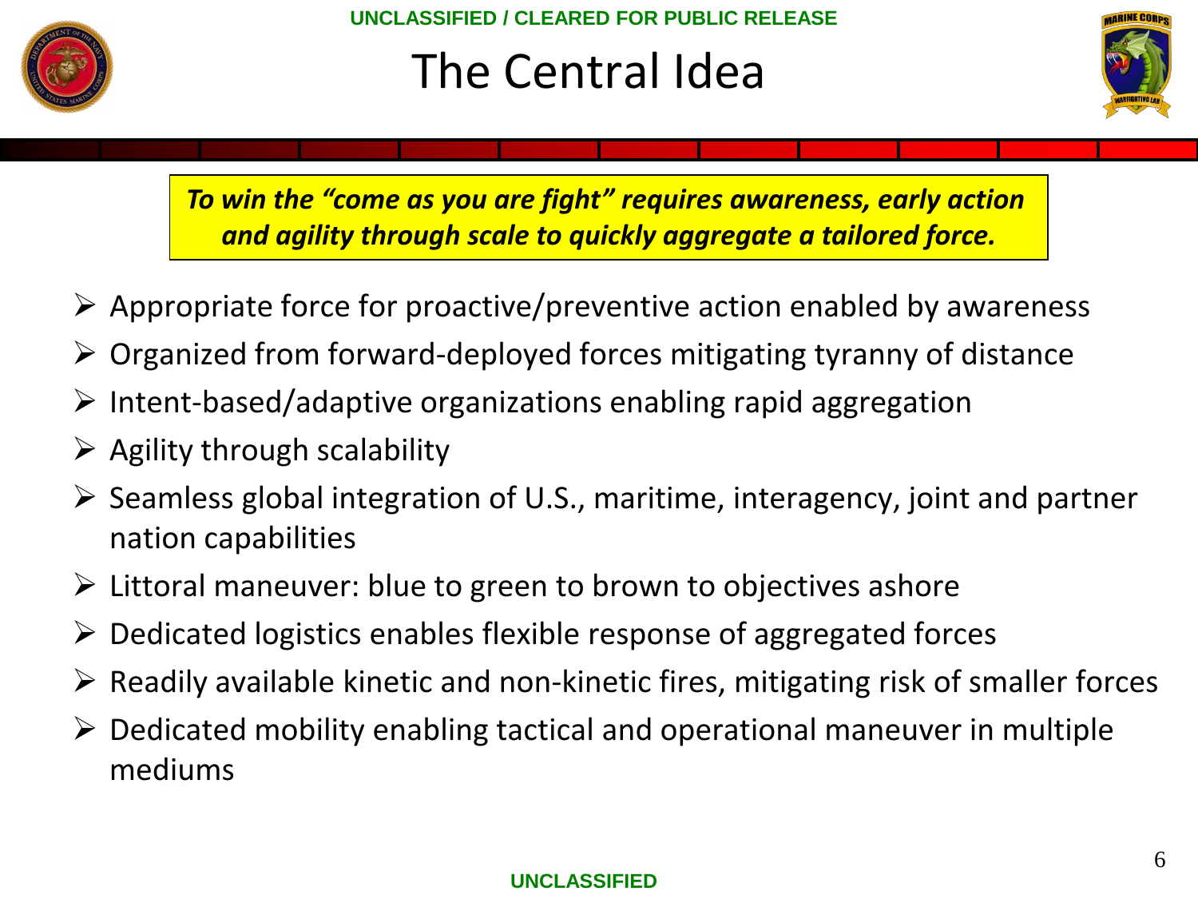# The Central Idea

***To win the "come as you are fight" requires awareness, early action and agility through scale to quickly aggregate a tailored force.***

- Appropriate force for proactive/preventive action enabled by awareness
- Organized from forward-deployed forces mitigating tyranny of distance
- Intent-based/adaptive organizations enabling rapid aggregation
- Agility through scalability
- Seamless global integration of U.S., maritime, interagency, joint and partner nation capabilities
- Littoral maneuver: blue to green to brown to objectives ashore
- Dedicated logistics enables flexible response of aggregated forces
- Readily available kinetic and non-kinetic fires, mitigating risk of smaller forces
- Dedicated mobility enabling tactical and operational maneuver in multiple mediums